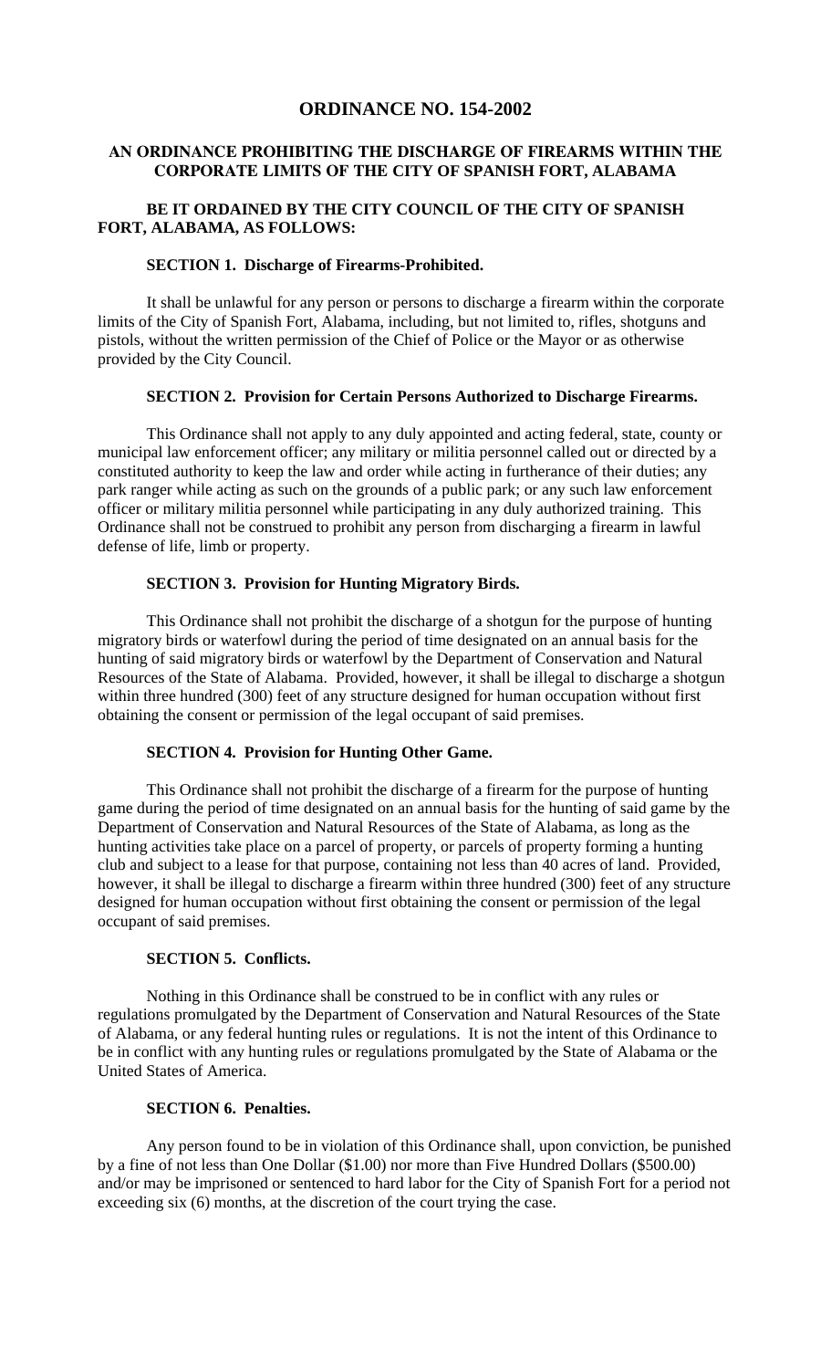# ORDINANCE NO. 154-2002

## AN ORDINANCE PROHIBITING THE DISCHARGE OF FIREARMS WITHIN THE CORPORATE LIMITS OF THE CITY OF SPANISH FORT, ALABAMA

**BE IT ORDAINED BY THE CITY COUNCIL OF THE CITY OF SPANISH FORT, ALABAMA, AS FOLLOWS:**

### SECTION 1. Discharge of Firearms-Prohibited.

It shall be unlawful for any person or persons to discharge a firearm within the corporate limits of the City of Spanish Fort, Alabama, including, but not limited to, rifles, shotguns and pistols, without the written permission of the Chief of Police or the Mayor or as otherwise provided by the City Council.

### SECTION 2. Provision for Certain Persons Authorized to Discharge Firearms.

This Ordinance shall not apply to any duly appointed and acting federal, state, county or municipal law enforcement officer; any military or militia personnel called out or directed by a constituted authority to keep the law and order while acting in furtherance of their duties; any park ranger while acting as such on the grounds of a public park; or any such law enforcement officer or military militia personnel while participating in any duly authorized training. This Ordinance shall not be construed to prohibit any person from discharging a firearm in lawful defense of life, limb or property.

### SECTION 3. Provision for Hunting Migratory Birds.

This Ordinance shall not prohibit the discharge of a shotgun for the purpose of hunting migratory birds or waterfowl during the period of time designated on an annual basis for the hunting of said migratory birds or waterfowl by the Department of Conservation and Natural Resources of the State of Alabama. Provided, however, it shall be illegal to discharge a shotgun within three hundred (300) feet of any structure designed for human occupation without first obtaining the consent or permission of the legal occupant of said premises.

### SECTION 4. Provision for Hunting Other Game.

This Ordinance shall not prohibit the discharge of a firearm for the purpose of hunting game during the period of time designated on an annual basis for the hunting of said game by the Department of Conservation and Natural Resources of the State of Alabama, as long as the hunting activities take place on a parcel of property, or parcels of property forming a hunting club and subject to a lease for that purpose, containing not less than 40 acres of land. Provided, however, it shall be illegal to discharge a firearm within three hundred (300) feet of any structure designed for human occupation without first obtaining the consent or permission of the legal occupant of said premises.

### SECTION 5. Conflicts.

Nothing in this Ordinance shall be construed to be in conflict with any rules or regulations promulgated by the Department of Conservation and Natural Resources of the State of Alabama, or any federal hunting rules or regulations. It is not the intent of this Ordinance to be in conflict with any hunting rules or regulations promulgated by the State of Alabama or the United States of America.

### SECTION 6. Penalties.

Any person found to be in violation of this Ordinance shall, upon conviction, be punished by a fine of not less than One Dollar ($1.00) nor more than Five Hundred Dollars ($500.00) and/or may be imprisoned or sentenced to hard labor for the City of Spanish Fort for a period not exceeding six (6) months, at the discretion of the court trying the case.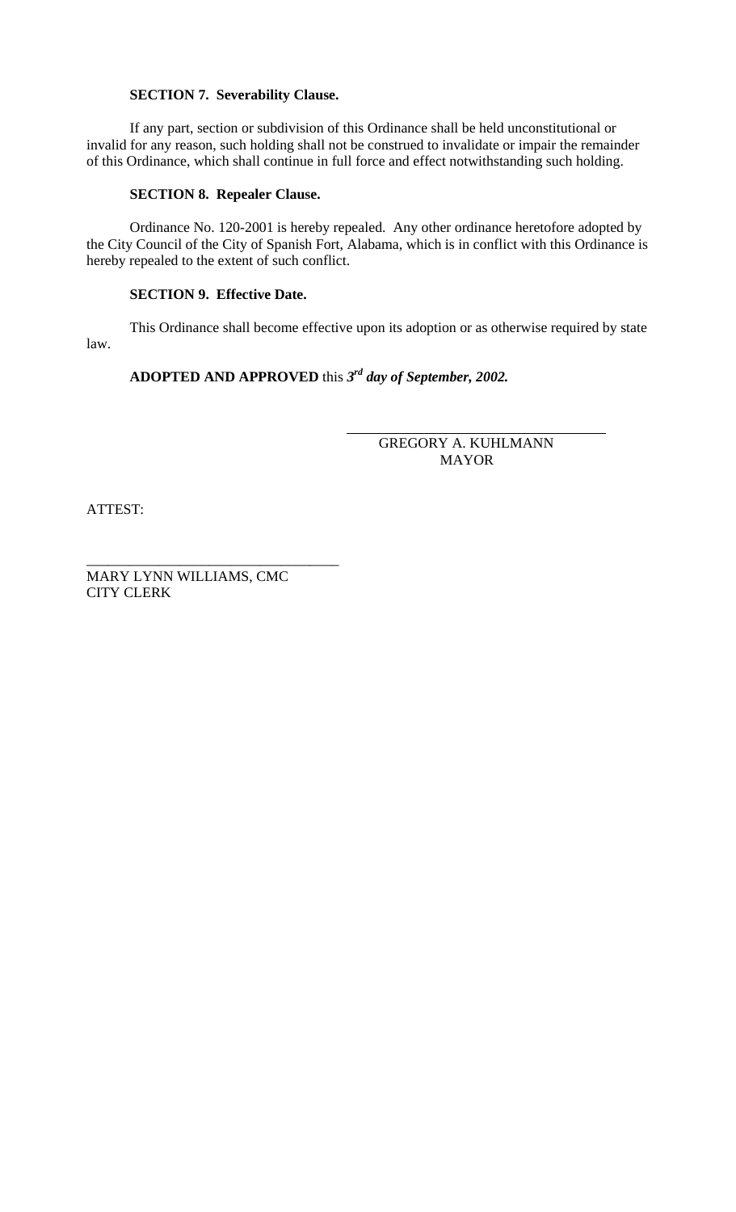**SECTION 7. Severability Clause.**

If any part, section or subdivision of this Ordinance shall be held unconstitutional or invalid for any reason, such holding shall not be construed to invalidate or impair the remainder of this Ordinance, which shall continue in full force and effect notwithstanding such holding.

**SECTION 8. Repealer Clause.**

Ordinance No. 120-2001 is hereby repealed. Any other ordinance heretofore adopted by the City Council of the City of Spanish Fort, Alabama, which is in conflict with this Ordinance is hereby repealed to the extent of such conflict.

**SECTION 9. Effective Date.**

This Ordinance shall become effective upon its adoption or as otherwise required by state law.

**ADOPTED AND APPROVED** this ***3rd day of September, 2002.***

\_\_\_\_\_\_\_\_\_\_\_\_\_\_\_\_\_\_\_\_\_\_\_\_\_\_\_\_\_\_\_\_\_\_

GREGORY A. KUHLMANN
MAYOR

ATTEST:

\_\_\_\_\_\_\_\_\_\_\_\_\_\_\_\_\_\_\_\_\_\_\_\_\_\_\_\_\_\_\_\_\_\_

MARY LYNN WILLIAMS, CMC
CITY CLERK